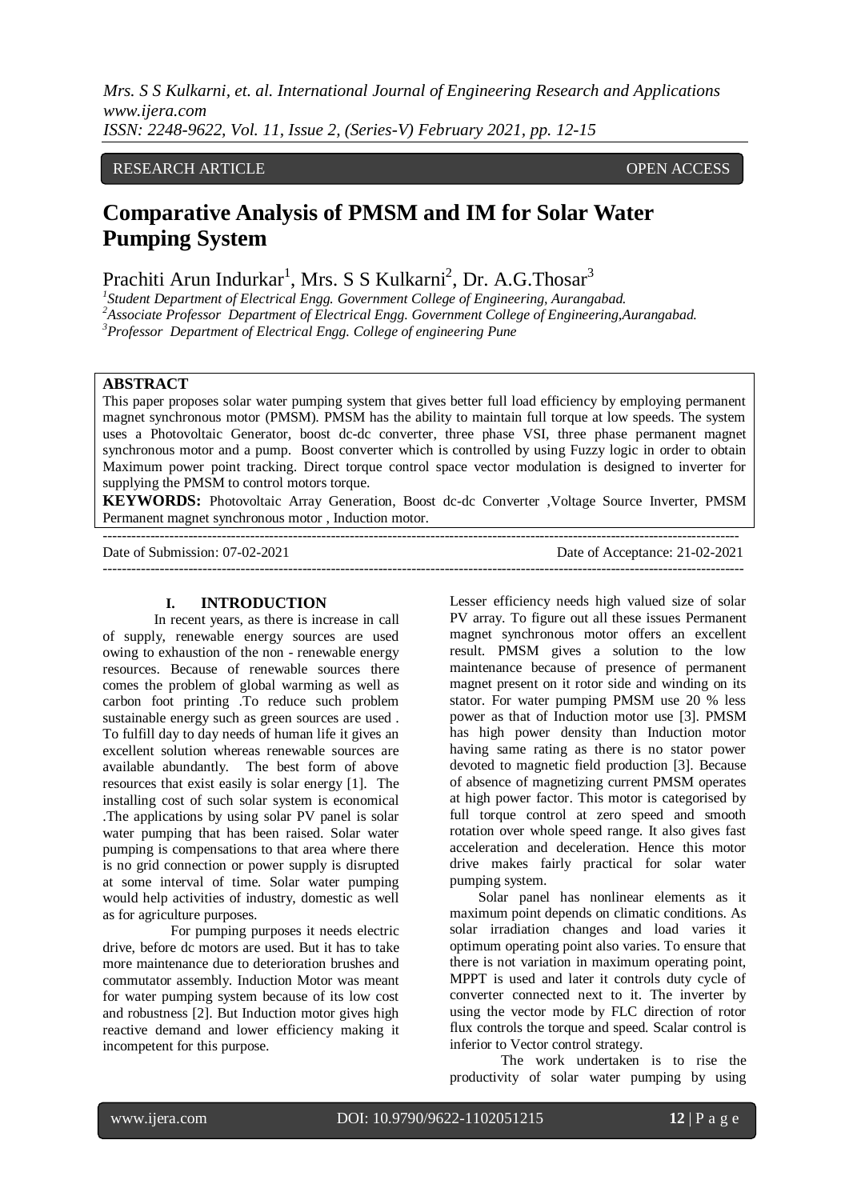RESEARCH ARTICLE OPEN ACCESS

# Comparative Analysis of PMSM and IM for Solar Water Pumping System

Prachiti Arun Indurkar[1], Mrs. S S Kulkarni[2], Dr. A.G.Thosar[3]

[1]Student Department of Electrical Engg. Government College of Engineering, Aurangabad.
[2]Associate Professor Department of Electrical Engg. Government College of Engineering,Aurangabad.
[3]Professor Department of Electrical Engg. College of engineering Pune

## ABSTRACT

This paper proposes solar water pumping system that gives better full load efficiency by employing permanent magnet synchronous motor (PMSM). PMSM has the ability to maintain full torque at low speeds. The system uses a Photovoltaic Generator, boost dc-dc converter, three phase VSI, three phase permanent magnet synchronous motor and a pump. Boost converter which is controlled by using Fuzzy logic in order to obtain Maximum power point tracking. Direct torque control space vector modulation is designed to inverter for supplying the PMSM to control motors torque.

**KEYWORDS:** Photovoltaic Array Generation, Boost dc-dc Converter ,Voltage Source Inverter, PMSM Permanent magnet synchronous motor , Induction motor.

---

Date of Submission: 07-02-2021 Date of Acceptance: 21-02-2021

---

## I. INTRODUCTION

In recent years, as there is increase in call of supply, renewable energy sources are used owing to exhaustion of the non - renewable energy resources. Because of renewable sources there comes the problem of global warming as well as carbon foot printing .To reduce such problem sustainable energy such as green sources are used . To fulfill day to day needs of human life it gives an excellent solution whereas renewable sources are available abundantly. The best form of above resources that exist easily is solar energy [1]. The installing cost of such solar system is economical .The applications by using solar PV panel is solar water pumping that has been raised. Solar water pumping is compensations to that area where there is no grid connection or power supply is disrupted at some interval of time. Solar water pumping would help activities of industry, domestic as well as for agriculture purposes.

For pumping purposes it needs electric drive, before dc motors are used. But it has to take more maintenance due to deterioration brushes and commutator assembly. Induction Motor was meant for water pumping system because of its low cost and robustness [2]. But Induction motor gives high reactive demand and lower efficiency making it incompetent for this purpose.

Lesser efficiency needs high valued size of solar PV array. To figure out all these issues Permanent magnet synchronous motor offers an excellent result. PMSM gives a solution to the low maintenance because of presence of permanent magnet present on it rotor side and winding on its stator. For water pumping PMSM use 20 % less power as that of Induction motor use [3]. PMSM has high power density than Induction motor having same rating as there is no stator power devoted to magnetic field production [3]. Because of absence of magnetizing current PMSM operates at high power factor. This motor is categorised by full torque control at zero speed and smooth rotation over whole speed range. It also gives fast acceleration and deceleration. Hence this motor drive makes fairly practical for solar water pumping system.

Solar panel has nonlinear elements as it maximum point depends on climatic conditions. As solar irradiation changes and load varies it optimum operating point also varies. To ensure that there is not variation in maximum operating point, MPPT is used and later it controls duty cycle of converter connected next to it. The inverter by using the vector mode by FLC direction of rotor flux controls the torque and speed. Scalar control is inferior to Vector control strategy.

The work undertaken is to rise the productivity of solar water pumping by using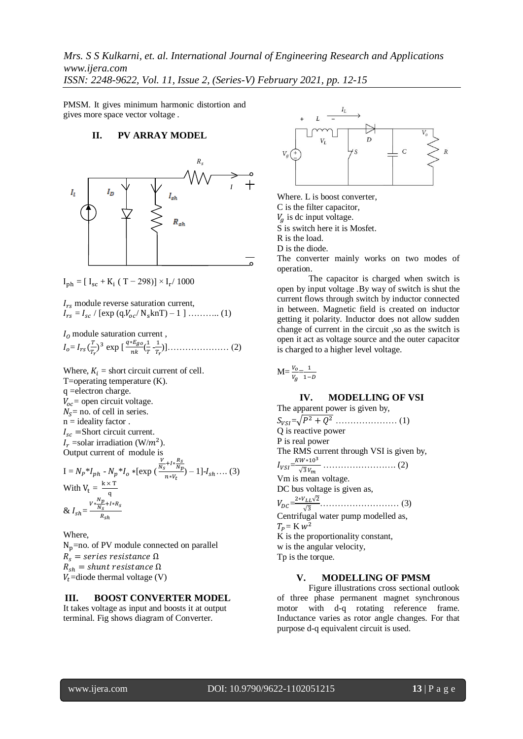PMSM. It gives minimum harmonic distortion and gives more space vector voltage .

## II. PV ARRAY MODEL

$I_{ph}$ = [ $I_{sc}$ + $K_i$ ( T − 298)] × $I_r$/ 1000

$I_{rs}$ module reverse saturation current,

$I_{rs} = I_{sc}$ / [exp (q.$V_{oc}$/ $N_s$knT) – 1 ] ……….. (1)

$I_O$ module saturation current ,

$I_o = I_{rs} (\frac{T}{T_r})^3$ exp [$\frac{q*E_{go}}{nk}(\frac{1}{T} - \frac{1}{T_r})$]………………… (2)

Where, $K_i$ = short circuit current of cell.
T=operating temperature (K).
q =electron charge.
$V_{oc}$= open circuit voltage.
$N_S$= no. of cell in series.
n = ideality factor .
$I_{sc}$ =Short circuit current.
$I_r$ =solar irradiation (W/$m^2$).
Output current of module is

$$I = N_p * I_{ph} - N_p * I_o * [\exp(\frac{\frac{V}{N_s} + I * \frac{R_s}{N_p}}{n * V_t}) - 1] - I_{sh} \ldots. (3)$$

With $V_t = \frac{k \times T}{q}$

& $I_{sh} = \frac{V * \frac{N_p}{N_s} + I * R_s}{R_{sh}}$

Where,
$N_p$=no. of PV module connected on parallel
$R_s$ = *series resistance* Ω
$R_{sh}$ = *shunt resistance* Ω
$V_t$=diode thermal voltage (V)

## III. BOOST CONVERTER MODEL

It takes voltage as input and boosts it at output terminal. Fig shows diagram of Converter.

Where. L is boost converter,
C is the filter capacitor,
$V_g$ is dc input voltage.
S is switch here it is Mosfet.
R is the load.
D is the diode.
The converter mainly works on two modes of operation.

The capacitor is charged when switch is open by input voltage .By way of switch is shut the current flows through switch by inductor connected in between. Magnetic field is created on inductor getting it polarity. Inductor does not allow sudden change of current in the circuit ,so as the switch is open it act as voltage source and the outer capacitor is charged to a higher level voltage.

$M = \frac{V_o}{V_g} = \frac{1}{1-D}$

## IV. MODELLING OF VSI

The apparent power is given by,

$S_{VSI} = \sqrt{P^2 + Q^2}$ ………………… (1)

Q is reactive power
P is real power
The RMS current through VSI is given by,

$I_{VSI} = \frac{KW*10^3}{\sqrt{3}V_m}$ ……………………. (2)

Vm is mean voltage.
DC bus voltage is given as,

$V_{DC} = \frac{2*V_{LL}\sqrt{2}}{\sqrt{3}}$……………………… (3)

Centrifugal water pump modelled as,

$T_P$= K $w^2$

K is the proportionality constant,
w is the angular velocity,
Tp is the torque.

## V. MODELLING OF PMSM

Figure illustrations cross sectional outlook of three phase permanent magnet synchronous motor with d-q rotating reference frame. Inductance varies as rotor angle changes. For that purpose d-q equivalent circuit is used.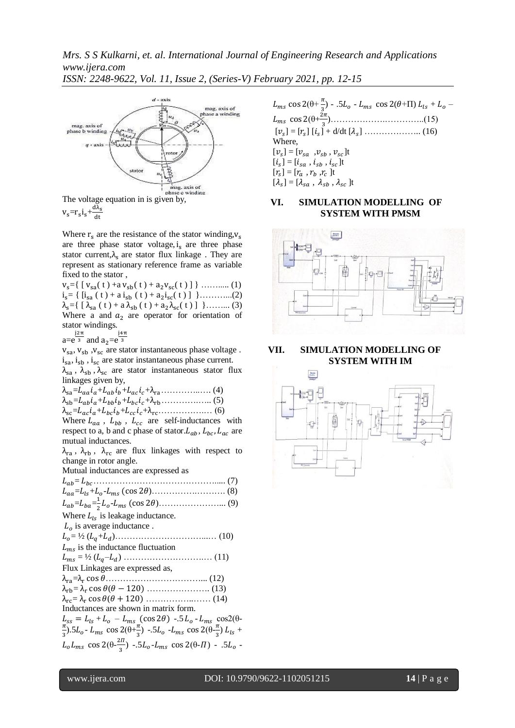The voltage equation in is given by,

$$v_s = r_s i_s + \frac{d\lambda_s}{dt}$$

Where $r_s$ are the resistance of the stator winding, $v_s$ are three phase stator voltage, $i_s$ are three phase stator current, $\lambda_s$ are stator flux linkage . They are represent as stationary reference frame as variable fixed to the stator ,

$v_s = \{ [ v_{sa}(t) + a\, v_{sb}(t) + a_2 v_{sc}(t) ] \}$ ……..... (1)

$i_s = \{ [i_{sa}(t) + a\, i_{sb}(t) + a_2 i_{sc}(t) ] \}$………...(2)

$\lambda_s = \{ [ \lambda_{sa}(t) + a\, \lambda_{sb}(t) + a_2 \lambda_{sc}(t) ] \}$…….... (3)

Where a and $a_2$ are operator for orientation of stator windings.

$a = e^{\frac{j2\pi}{3}}$ and $a_2 = e^{\frac{j4\pi}{3}}$

$v_{sa}, v_{sb}, v_{sc}$ are stator instantaneous phase voltage .

$i_{sa}, i_{sb}, i_{sc}$ are stator instantaneous phase current.

$\lambda_{sa}, \lambda_{sb}, \lambda_{sc}$ are stator instantaneous stator flux linkages given by,

$\lambda_{sa} = L_{aa} i_a + L_{ab} i_b + L_{ac} i_c + \lambda_{ra}$…………..…. (4)

$\lambda_{sb} = L_{ab} i_a + L_{bb} i_b + L_{bc} i_c + \lambda_{rb}$……………... (5)

$\lambda_{sc} = L_{ac} i_a + L_{bc} i_b + L_{cc} i_c + \lambda_{rc}$………………. (6)

Where $L_{aa}$ , $L_{bb}$ , $L_{cc}$ are self-inductances with respect to a, b and c phase of stator. $L_{ab}, L_{bc}, L_{ac}$ are mutual inductances.

$\lambda_{ra}$ , $\lambda_{rb}$ , $\lambda_{rc}$ are flux linkages with respect to change in rotor angle.

Mutual inductances are expressed as

$L_{ab} = L_{bc}$…………………………………….... (7)

$L_{aa} = L_{ls} + L_o - L_{ms}(\cos 2\theta)$………………………. (8)

$L_{ab} = L_{ba} = \frac{1}{2} L_o - L_{ms}(\cos 2\theta)$………………….... (9)

Where $L_{ls}$ is leakage inductance.

$L_o$ is average inductance .

$L_o = ½ (L_q + L_d)$…………………………...… (10)

$L_{ms}$ is the inductance fluctuation

$L_{ms} = ½ (L_q - L_d)$ …………………………… (11)

Flux Linkages are expressed as,

$\lambda_{ra} = \lambda_r \cos\theta$……………………………... (12)

$\lambda_{rb} = \lambda_r \cos\theta(\theta - 120)$ …………………. (13)

$\lambda_{rc} = \lambda_r \cos\theta(\theta + 120)$ ……………..…… (14)

Inductances are shown in matrix form.

$L_{ss} = L_{ls} + L_o - L_{ms}(\cos 2\theta)$ -.5$L_o$ - $L_{ms}$ cos2(θ-$\frac{\pi}{3}$).5$L_o$ - $L_{ms}$ cos 2(θ+$\frac{\pi}{3}$) -.5$L_o$ -$L_{ms}$ cos 2(θ-$\frac{\pi}{3}$) $L_{ls}$ + $L_o L_{ms}$ cos 2(θ-$\frac{2\Pi}{3}$) -.5$L_o$-$L_{ms}$ cos 2(θ-$\Pi$) - .5$L_o$ - $L_{ms}$ cos 2(θ+$\frac{\pi}{3}$) - .5$L_o$ - $L_{ms}$ cos 2(θ+Π) $L_{ls}$ + $L_o$ – $L_{ms}$ cos 2(θ+$\frac{2\pi}{3}$)……………….…………..(15)

$[v_s] = [r_s]\,[i_s] + d/dt\,[\lambda_s]$ ……………….. (16)

Where,

$[v_s] = [v_{sa}, v_{sb}, v_{sc}]$t

$[i_s] = [i_{sa}, i_{sb}, i_{sc}]$t

$[r_s] = [r_a, r_b, r_c]$t

$[\lambda_s] = [\lambda_{sa}, \lambda_{sb}, \lambda_{sc}]$t

## VI. SIMULATION MODELLING OF SYSTEM WITH PMSM

## VII. SIMULATION MODELLING OF SYSTEM WITH IM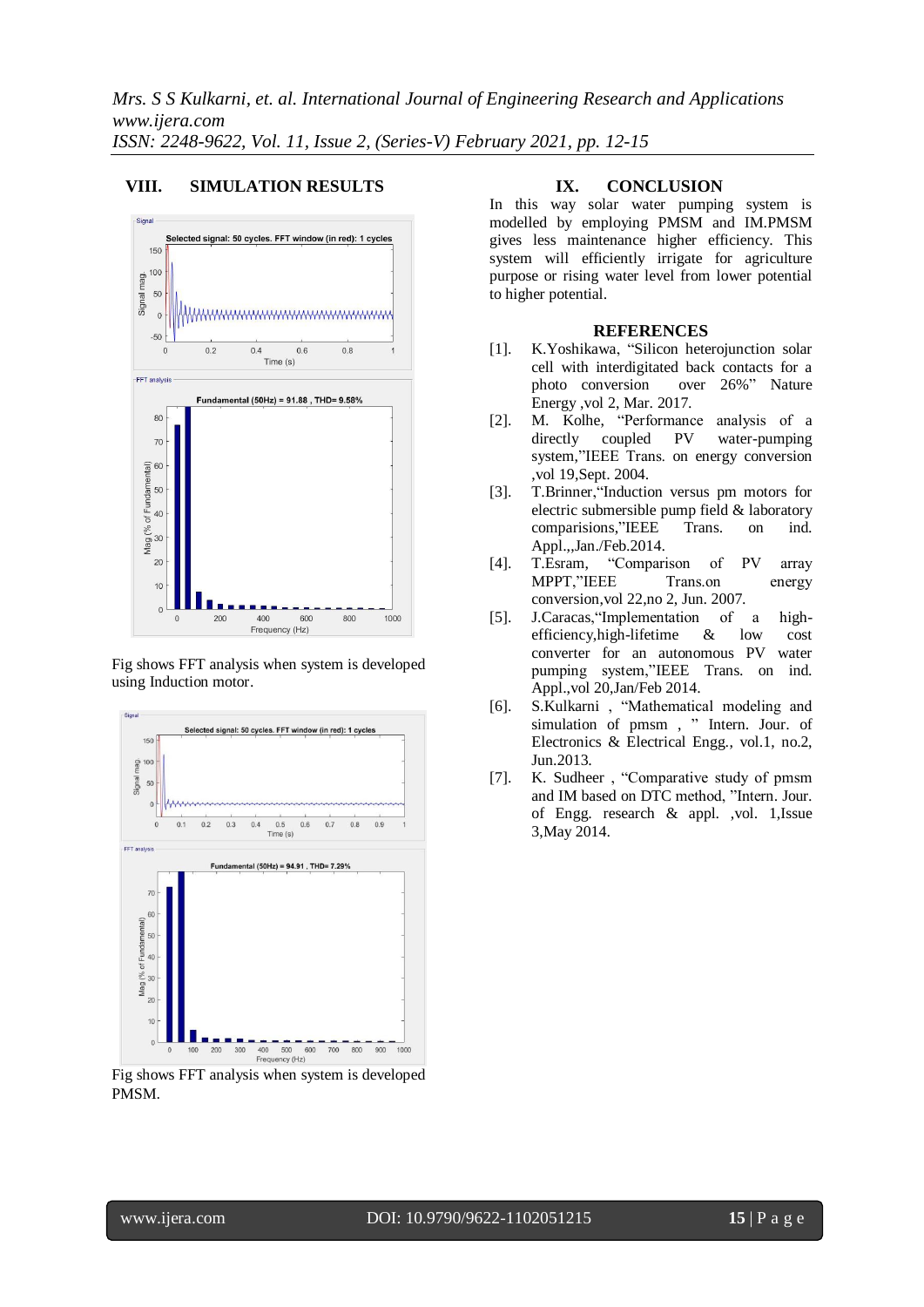## VIII. SIMULATION RESULTS

Signal

Selected signal: 50 cycles. FFT window (in red): 1 cycles

Signal mag.

Time (s)

FFT analysis

Fundamental (50Hz) = 91.88 , THD= 9.58%

Mag (% of Fundamental)

Frequency (Hz)

Fig shows FFT analysis when system is developed using Induction motor.

Signal

Selected signal: 50 cycles. FFT window (in red): 1 cycles

Signal mag.

Time (s)

FFT analysis

Fundamental (50Hz) = 94.91 , THD= 7.29%

Mag (% of Fundamental)

Frequency (Hz)

Fig shows FFT analysis when system is developed PMSM.

## IX. CONCLUSION

In this way solar water pumping system is modelled by employing PMSM and IM.PMSM gives less maintenance higher efficiency. This system will efficiently irrigate for agriculture purpose or rising water level from lower potential to higher potential.

## REFERENCES

[1]. K.Yoshikawa, "Silicon heterojunction solar cell with interdigitated back contacts for a photo conversion over 26%" Nature Energy ,vol 2, Mar. 2017.

[2]. M. Kolhe, "Performance analysis of a directly coupled PV water-pumping system,"IEEE Trans. on energy conversion ,vol 19,Sept. 2004.

[3]. T.Brinner,"Induction versus pm motors for electric submersible pump field & laboratory comparisions,"IEEE Trans. on ind. Appl.,,Jan./Feb.2014.

[4]. T.Esram, "Comparison of PV array MPPT,"IEEE Trans.on energy conversion,vol 22,no 2, Jun. 2007.

[5]. J.Caracas,"Implementation of a high-efficiency,high-lifetime & low cost converter for an autonomous PV water pumping system,"IEEE Trans. on ind. Appl.,vol 20,Jan/Feb 2014.

[6]. S.Kulkarni , "Mathematical modeling and simulation of pmsm , " Intern. Jour. of Electronics & Electrical Engg., vol.1, no.2, Jun.2013.

[7]. K. Sudheer , "Comparative study of pmsm and IM based on DTC method, "Intern. Jour. of Engg. research & appl. ,vol. 1,Issue 3,May 2014.